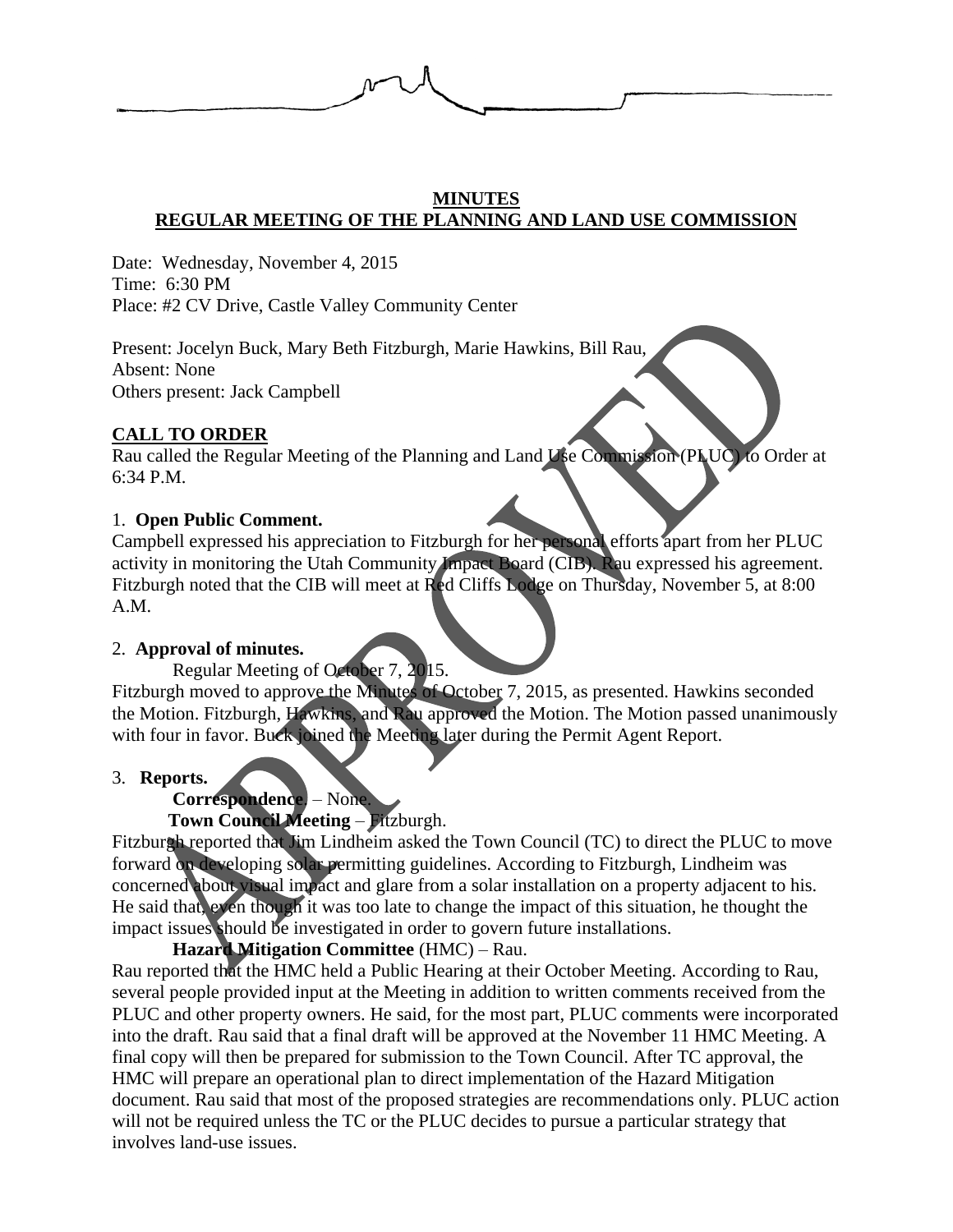**MINUTES**
**REGULAR MEETING OF THE PLANNING AND LAND USE COMMISSION**

Date: Wednesday, November 4, 2015
Time: 6:30 PM
Place: #2 CV Drive, Castle Valley Community Center

Present: Jocelyn Buck, Mary Beth Fitzburgh, Marie Hawkins, Bill Rau,
Absent: None
Others present: Jack Campbell

**CALL TO ORDER**
Rau called the Regular Meeting of the Planning and Land Use Commission (PLUC) to Order at 6:34 P.M.

1. **Open Public Comment.**
Campbell expressed his appreciation to Fitzburgh for her personal efforts apart from her PLUC activity in monitoring the Utah Community Impact Board (CIB). Rau expressed his agreement. Fitzburgh noted that the CIB will meet at Red Cliffs Lodge on Thursday, November 5, at 8:00 A.M.

2. **Approval of minutes.**
Regular Meeting of October 7, 2015.
Fitzburgh moved to approve the Minutes of October 7, 2015, as presented. Hawkins seconded the Motion. Fitzburgh, Hawkins, and Rau approved the Motion. The Motion passed unanimously with four in favor. Buck joined the Meeting later during the Permit Agent Report.

3. **Reports.**
**Correspondence**. – None.
**Town Council Meeting** – Fitzburgh.
Fitzburgh reported that Jim Lindheim asked the Town Council (TC) to direct the PLUC to move forward on developing solar permitting guidelines. According to Fitzburgh, Lindheim was concerned about visual impact and glare from a solar installation on a property adjacent to his. He said that, even though it was too late to change the impact of this situation, he thought the impact issues should be investigated in order to govern future installations.
**Hazard Mitigation Committee** (HMC) – Rau.
Rau reported that the HMC held a Public Hearing at their October Meeting. According to Rau, several people provided input at the Meeting in addition to written comments received from the PLUC and other property owners. He said, for the most part, PLUC comments were incorporated into the draft. Rau said that a final draft will be approved at the November 11 HMC Meeting. A final copy will then be prepared for submission to the Town Council. After TC approval, the HMC will prepare an operational plan to direct implementation of the Hazard Mitigation document. Rau said that most of the proposed strategies are recommendations only. PLUC action will not be required unless the TC or the PLUC decides to pursue a particular strategy that involves land-use issues.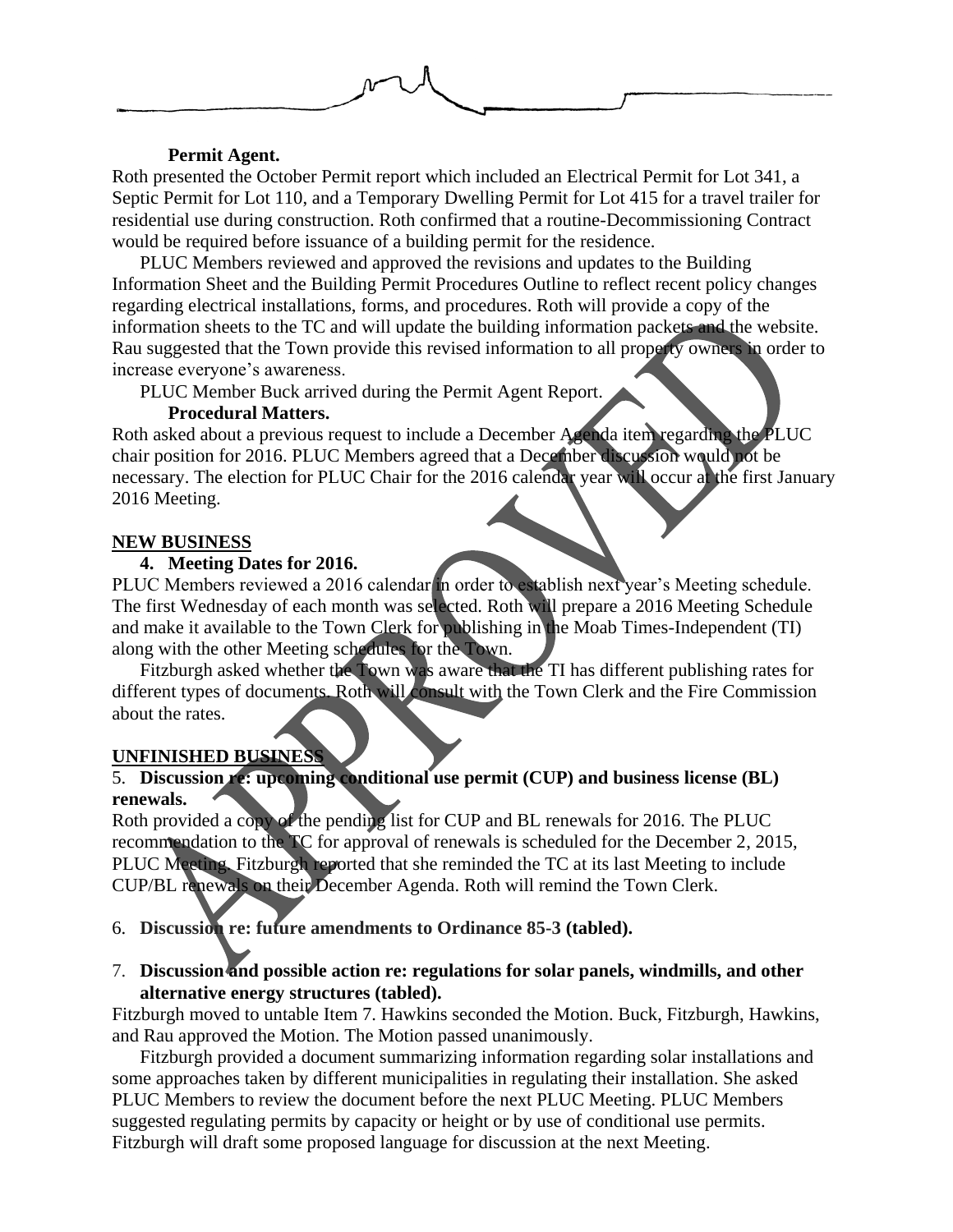**Permit Agent.**

Roth presented the October Permit report which included an Electrical Permit for Lot 341, a Septic Permit for Lot 110, and a Temporary Dwelling Permit for Lot 415 for a travel trailer for residential use during construction. Roth confirmed that a routine-Decommissioning Contract would be required before issuance of a building permit for the residence.

PLUC Members reviewed and approved the revisions and updates to the Building Information Sheet and the Building Permit Procedures Outline to reflect recent policy changes regarding electrical installations, forms, and procedures. Roth will provide a copy of the information sheets to the TC and will update the building information packets and the website. Rau suggested that the Town provide this revised information to all property owners in order to increase everyone's awareness.

PLUC Member Buck arrived during the Permit Agent Report.

**Procedural Matters.**

Roth asked about a previous request to include a December Agenda item regarding the PLUC chair position for 2016. PLUC Members agreed that a December discussion would not be necessary. The election for PLUC Chair for the 2016 calendar year will occur at the first January 2016 Meeting.

**NEW BUSINESS**

**4. Meeting Dates for 2016.**

PLUC Members reviewed a 2016 calendar in order to establish next year's Meeting schedule. The first Wednesday of each month was selected. Roth will prepare a 2016 Meeting Schedule and make it available to the Town Clerk for publishing in the Moab Times-Independent (TI) along with the other Meeting schedules for the Town.

Fitzburgh asked whether the Town was aware that the TI has different publishing rates for different types of documents. Roth will consult with the Town Clerk and the Fire Commission about the rates.

**UNFINISHED BUSINESS**

5. **Discussion re: upcoming conditional use permit (CUP) and business license (BL) renewals.**

Roth provided a copy of the pending list for CUP and BL renewals for 2016. The PLUC recommendation to the TC for approval of renewals is scheduled for the December 2, 2015, PLUC Meeting. Fitzburgh reported that she reminded the TC at its last Meeting to include CUP/BL renewals on their December Agenda. Roth will remind the Town Clerk.

6. **Discussion re: future amendments to Ordinance 85-3 (tabled).**

7. **Discussion and possible action re: regulations for solar panels, windmills, and other alternative energy structures (tabled).**

Fitzburgh moved to untable Item 7. Hawkins seconded the Motion. Buck, Fitzburgh, Hawkins, and Rau approved the Motion. The Motion passed unanimously.

Fitzburgh provided a document summarizing information regarding solar installations and some approaches taken by different municipalities in regulating their installation. She asked PLUC Members to review the document before the next PLUC Meeting. PLUC Members suggested regulating permits by capacity or height or by use of conditional use permits. Fitzburgh will draft some proposed language for discussion at the next Meeting.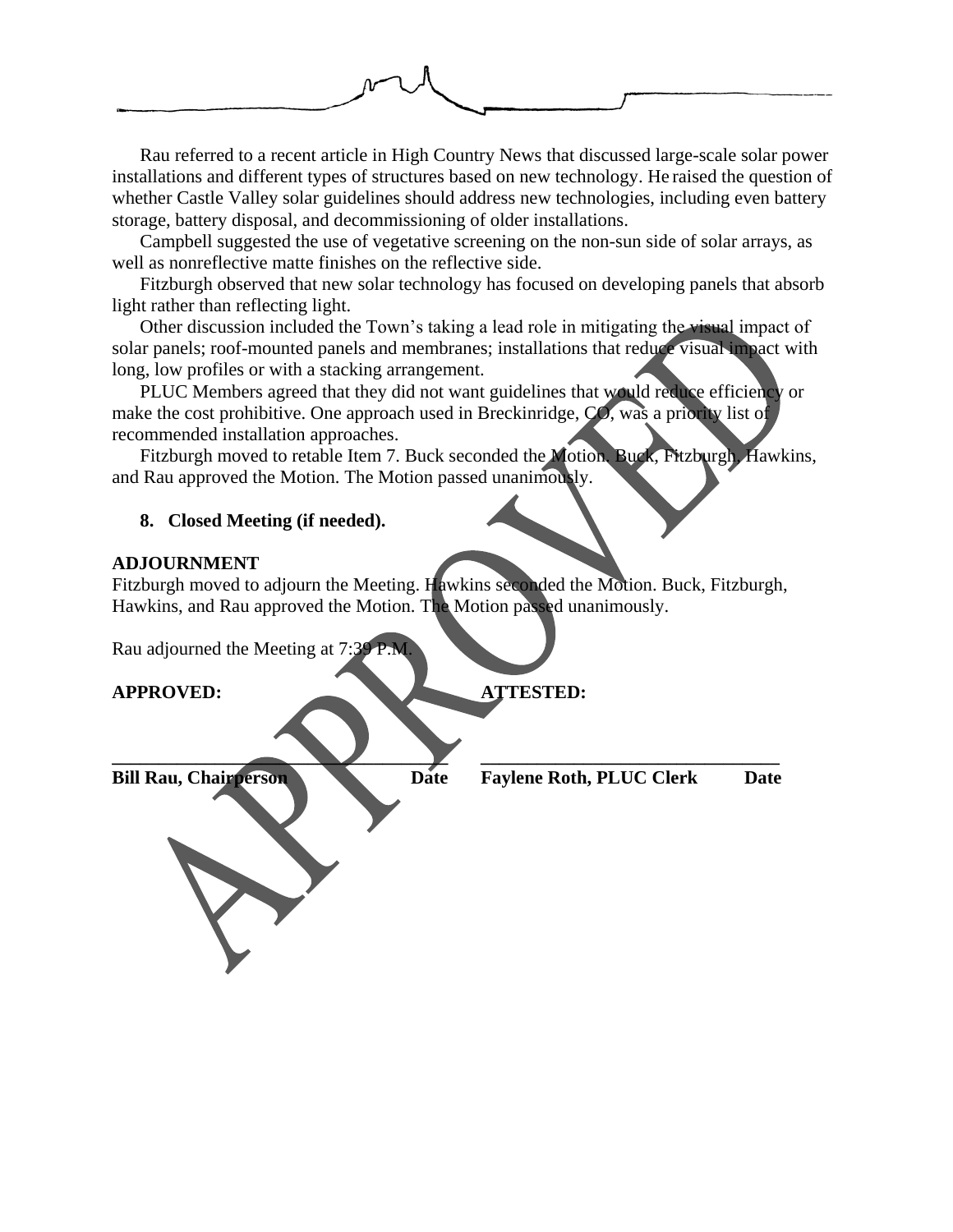Rau referred to a recent article in High Country News that discussed large-scale solar power installations and different types of structures based on new technology. He raised the question of whether Castle Valley solar guidelines should address new technologies, including even battery storage, battery disposal, and decommissioning of older installations.

Campbell suggested the use of vegetative screening on the non-sun side of solar arrays, as well as nonreflective matte finishes on the reflective side.

Fitzburgh observed that new solar technology has focused on developing panels that absorb light rather than reflecting light.

Other discussion included the Town's taking a lead role in mitigating the visual impact of solar panels; roof-mounted panels and membranes; installations that reduce visual impact with long, low profiles or with a stacking arrangement.

PLUC Members agreed that they did not want guidelines that would reduce efficiency or make the cost prohibitive. One approach used in Breckinridge, CO, was a priority list of recommended installation approaches.

Fitzburgh moved to retable Item 7. Buck seconded the Motion. Buck, Fitzburgh, Hawkins, and Rau approved the Motion. The Motion passed unanimously.

**8. Closed Meeting (if needed).**

**ADJOURNMENT**

Fitzburgh moved to adjourn the Meeting. Hawkins seconded the Motion. Buck, Fitzburgh, Hawkins, and Rau approved the Motion. The Motion passed unanimously.

Rau adjourned the Meeting at 7:39 P.M.

**APPROVED:** **ATTESTED:**

\_\_\_\_\_\_\_\_\_\_\_\_\_\_\_\_\_\_\_\_\_\_\_\_\_\_\_\_\_\_\_\_ \_\_\_\_\_\_\_\_\_\_\_\_\_\_\_\_\_\_\_\_\_\_\_\_\_\_\_\_\_\_\_\_

**Bill Rau, Chairperson Date** **Faylene Roth, PLUC Clerk Date**

APPROVED